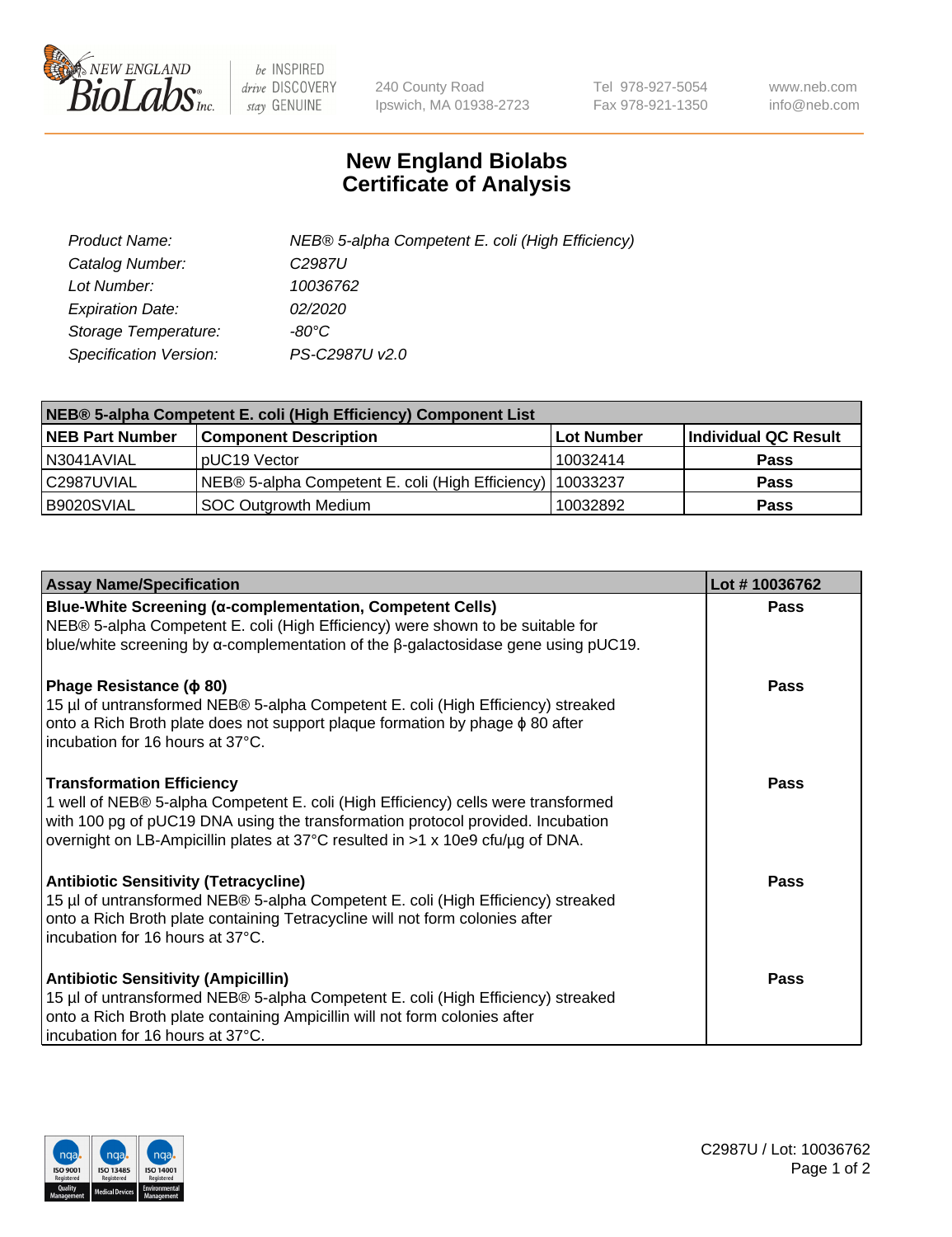New England BioLabs Inc. — be INSPIRED drive DISCOVERY stay GENUINE

240 County Road
Ipswich, MA 01938-2723

Tel 978-927-5054
Fax 978-921-1350

www.neb.com
info@neb.com

# New England Biolabs
# Certificate of Analysis

| | |
|---|---|
| *Product Name:* | *NEB® 5-alpha Competent E. coli (High Efficiency)* |
| *Catalog Number:* | *C2987U* |
| *Lot Number:* | *10036762* |
| *Expiration Date:* | *02/2020* |
| *Storage Temperature:* | *-80°C* |
| *Specification Version:* | *PS-C2987U v2.0* |

**NEB® 5-alpha Competent E. coli (High Efficiency) Component List**

| NEB Part Number | Component Description | Lot Number | Individual QC Result |
|---|---|---|---|
| N3041AVIAL | pUC19 Vector | 10032414 | **Pass** |
| C2987UVIAL | NEB® 5-alpha Competent E. coli (High Efficiency) | 10033237 | **Pass** |
| B9020SVIAL | SOC Outgrowth Medium | 10032892 | **Pass** |

| Assay Name/Specification | Lot # 10036762 |
|---|---|
| **Blue-White Screening (α-complementation, Competent Cells)**<br>NEB® 5-alpha Competent E. coli (High Efficiency) were shown to be suitable for blue/white screening by α-complementation of the β-galactosidase gene using pUC19. | **Pass** |
| **Phage Resistance (ϕ 80)**<br>15 µl of untransformed NEB® 5-alpha Competent E. coli (High Efficiency) streaked onto a Rich Broth plate does not support plaque formation by phage ϕ 80 after incubation for 16 hours at 37°C. | **Pass** |
| **Transformation Efficiency**<br>1 well of NEB® 5-alpha Competent E. coli (High Efficiency) cells were transformed with 100 pg of pUC19 DNA using the transformation protocol provided. Incubation overnight on LB-Ampicillin plates at 37°C resulted in >1 x 10e9 cfu/µg of DNA. | **Pass** |
| **Antibiotic Sensitivity (Tetracycline)**<br>15 µl of untransformed NEB® 5-alpha Competent E. coli (High Efficiency) streaked onto a Rich Broth plate containing Tetracycline will not form colonies after incubation for 16 hours at 37°C. | **Pass** |
| **Antibiotic Sensitivity (Ampicillin)**<br>15 µl of untransformed NEB® 5-alpha Competent E. coli (High Efficiency) streaked onto a Rich Broth plate containing Ampicillin will not form colonies after incubation for 16 hours at 37°C. | **Pass** |

ISO 9001 Registered Quality Management · ISO 13485 Registered Medical Devices · ISO 14001 Registered Environmental Management

C2987U / Lot: 10036762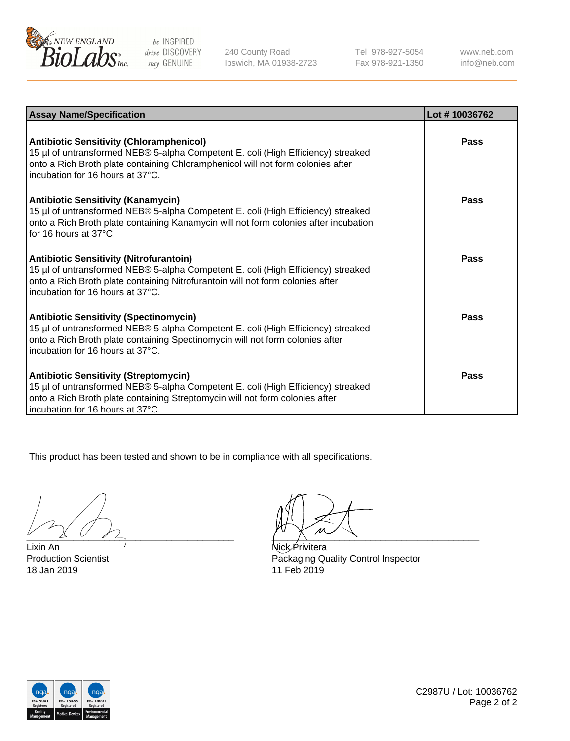| Assay Name/Specification | Lot # 10036762 |
| --- | --- |
| **Antibiotic Sensitivity (Chloramphenicol)**<br>15 µl of untransformed NEB® 5-alpha Competent E. coli (High Efficiency) streaked onto a Rich Broth plate containing Chloramphenicol will not form colonies after incubation for 16 hours at 37°C. | **Pass** |
| **Antibiotic Sensitivity (Kanamycin)**<br>15 µl of untransformed NEB® 5-alpha Competent E. coli (High Efficiency) streaked onto a Rich Broth plate containing Kanamycin will not form colonies after incubation for 16 hours at 37°C. | **Pass** |
| **Antibiotic Sensitivity (Nitrofurantoin)**<br>15 µl of untransformed NEB® 5-alpha Competent E. coli (High Efficiency) streaked onto a Rich Broth plate containing Nitrofurantoin will not form colonies after incubation for 16 hours at 37°C. | **Pass** |
| **Antibiotic Sensitivity (Spectinomycin)**<br>15 µl of untransformed NEB® 5-alpha Competent E. coli (High Efficiency) streaked onto a Rich Broth plate containing Spectinomycin will not form colonies after incubation for 16 hours at 37°C. | **Pass** |
| **Antibiotic Sensitivity (Streptomycin)**<br>15 µl of untransformed NEB® 5-alpha Competent E. coli (High Efficiency) streaked onto a Rich Broth plate containing Streptomycin will not form colonies after incubation for 16 hours at 37°C. | **Pass** |

This product has been tested and shown to be in compliance with all specifications.

Lixin An
Production Scientist
18 Jan 2019

Nick Privitera
Packaging Quality Control Inspector
11 Feb 2019

C2987U / Lot: 10036762